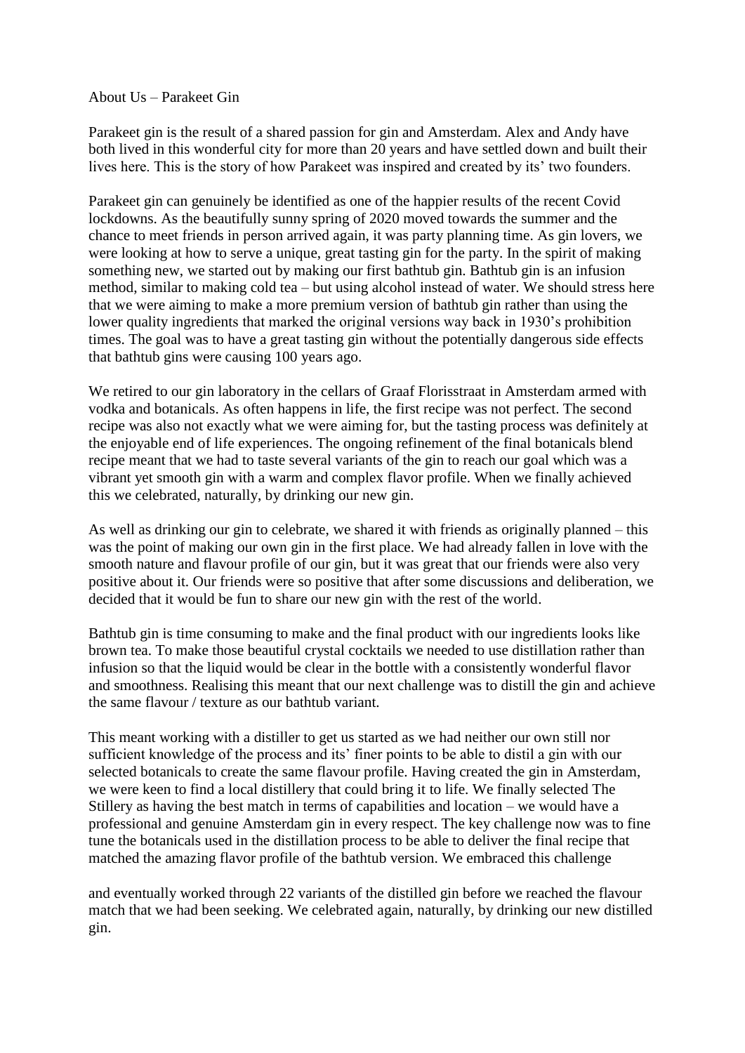About Us – Parakeet Gin

Parakeet gin is the result of a shared passion for gin and Amsterdam. Alex and Andy have both lived in this wonderful city for more than 20 years and have settled down and built their lives here. This is the story of how Parakeet was inspired and created by its' two founders.

Parakeet gin can genuinely be identified as one of the happier results of the recent Covid lockdowns. As the beautifully sunny spring of 2020 moved towards the summer and the chance to meet friends in person arrived again, it was party planning time. As gin lovers, we were looking at how to serve a unique, great tasting gin for the party. In the spirit of making something new, we started out by making our first bathtub gin. Bathtub gin is an infusion method, similar to making cold tea – but using alcohol instead of water. We should stress here that we were aiming to make a more premium version of bathtub gin rather than using the lower quality ingredients that marked the original versions way back in 1930's prohibition times. The goal was to have a great tasting gin without the potentially dangerous side effects that bathtub gins were causing 100 years ago.

We retired to our gin laboratory in the cellars of Graaf Florisstraat in Amsterdam armed with vodka and botanicals. As often happens in life, the first recipe was not perfect. The second recipe was also not exactly what we were aiming for, but the tasting process was definitely at the enjoyable end of life experiences. The ongoing refinement of the final botanicals blend recipe meant that we had to taste several variants of the gin to reach our goal which was a vibrant yet smooth gin with a warm and complex flavor profile. When we finally achieved this we celebrated, naturally, by drinking our new gin.

As well as drinking our gin to celebrate, we shared it with friends as originally planned – this was the point of making our own gin in the first place. We had already fallen in love with the smooth nature and flavour profile of our gin, but it was great that our friends were also very positive about it. Our friends were so positive that after some discussions and deliberation, we decided that it would be fun to share our new gin with the rest of the world.

Bathtub gin is time consuming to make and the final product with our ingredients looks like brown tea. To make those beautiful crystal cocktails we needed to use distillation rather than infusion so that the liquid would be clear in the bottle with a consistently wonderful flavor and smoothness. Realising this meant that our next challenge was to distill the gin and achieve the same flavour / texture as our bathtub variant.

This meant working with a distiller to get us started as we had neither our own still nor sufficient knowledge of the process and its' finer points to be able to distil a gin with our selected botanicals to create the same flavour profile. Having created the gin in Amsterdam, we were keen to find a local distillery that could bring it to life. We finally selected The Stillery as having the best match in terms of capabilities and location – we would have a professional and genuine Amsterdam gin in every respect. The key challenge now was to fine tune the botanicals used in the distillation process to be able to deliver the final recipe that matched the amazing flavor profile of the bathtub version. We embraced this challenge and eventually worked through 22 variants of the distilled gin before we reached the flavour match that we had been seeking. We celebrated again, naturally, by drinking our new distilled gin.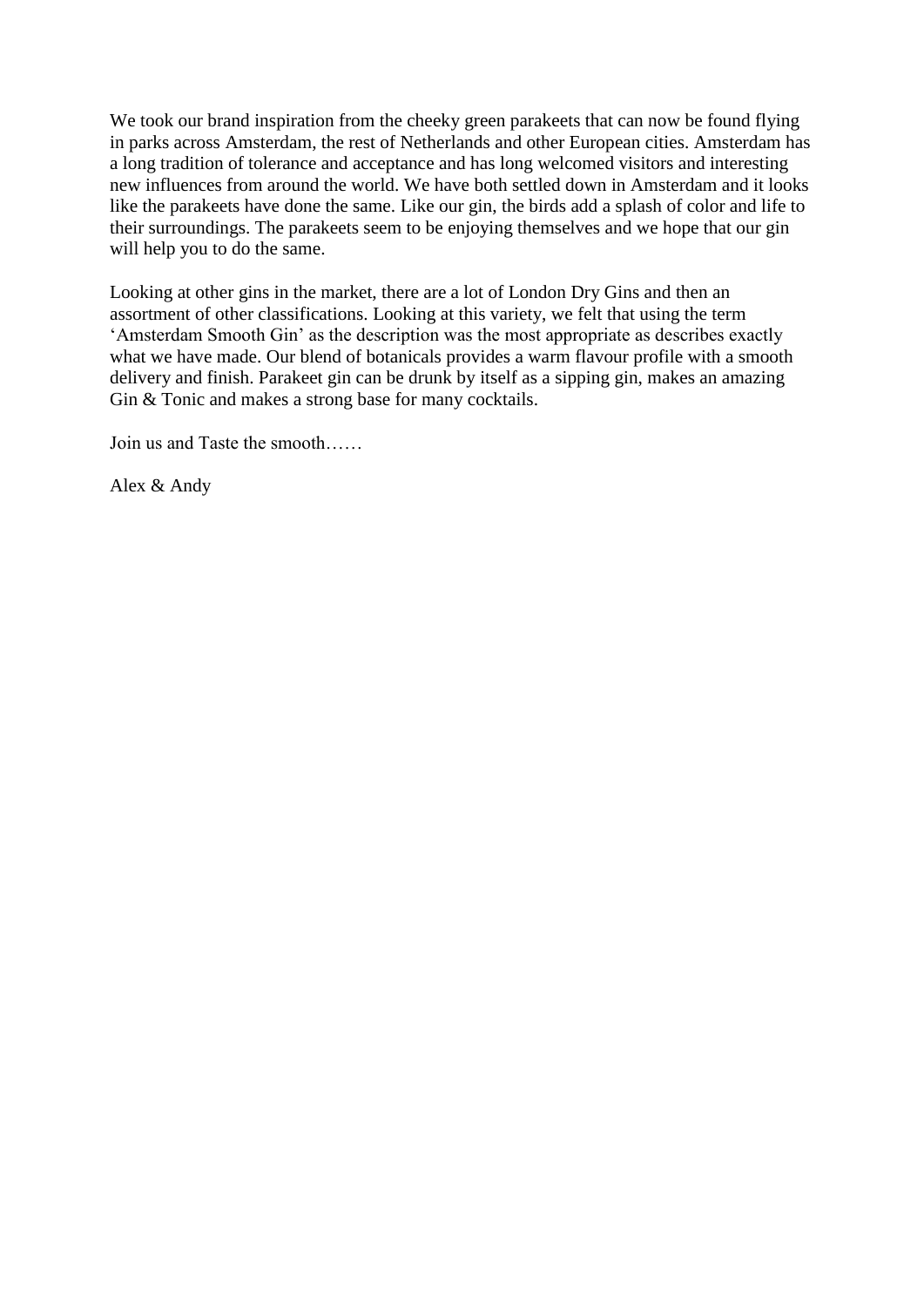We took our brand inspiration from the cheeky green parakeets that can now be found flying in parks across Amsterdam, the rest of Netherlands and other European cities. Amsterdam has a long tradition of tolerance and acceptance and has long welcomed visitors and interesting new influences from around the world. We have both settled down in Amsterdam and it looks like the parakeets have done the same. Like our gin, the birds add a splash of color and life to their surroundings. The parakeets seem to be enjoying themselves and we hope that our gin will help you to do the same.

Looking at other gins in the market, there are a lot of London Dry Gins and then an assortment of other classifications. Looking at this variety, we felt that using the term 'Amsterdam Smooth Gin' as the description was the most appropriate as describes exactly what we have made. Our blend of botanicals provides a warm flavour profile with a smooth delivery and finish. Parakeet gin can be drunk by itself as a sipping gin, makes an amazing Gin & Tonic and makes a strong base for many cocktails.

Join us and Taste the smooth……

Alex & Andy